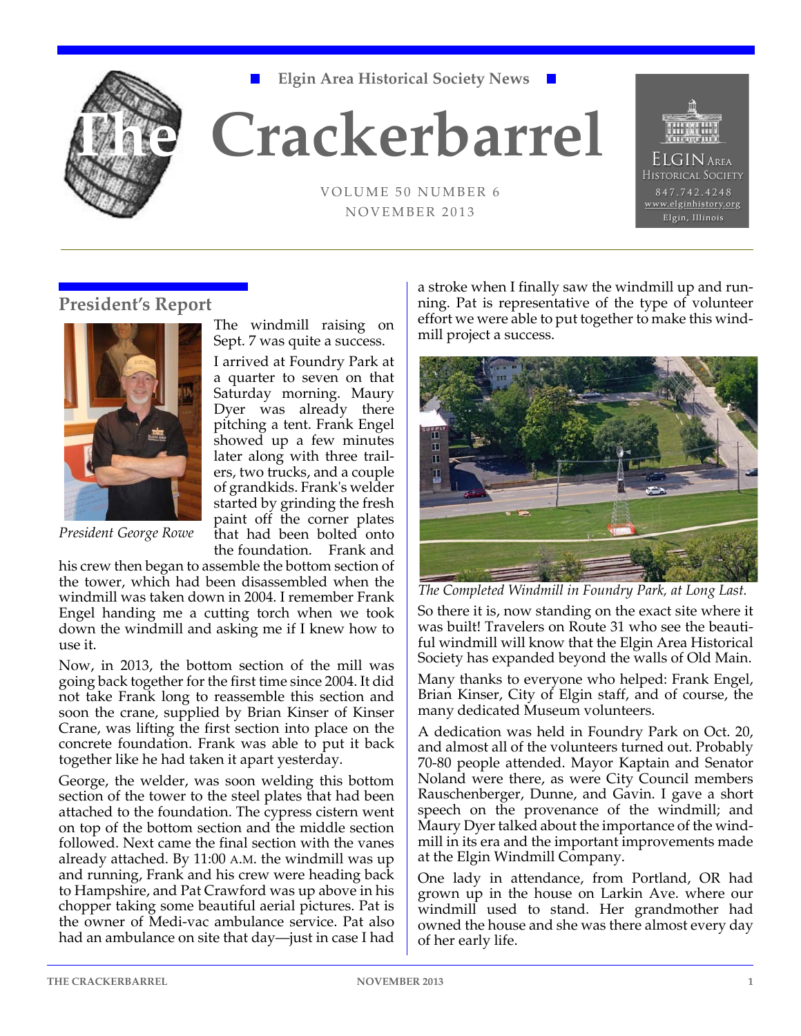■ Elgin Area Historical Society News ■

# The Crackerbarrel

VOLUME 50 NUMBER 6
NOVEMBER 2013

ELGIN AREA HISTORICAL SOCIETY
847.742.4248
www.elginhistory.org
Elgin, Illinois

## President's Report

*President George Rowe*

The windmill raising on Sept. 7 was quite a success.

I arrived at Foundry Park at a quarter to seven on that Saturday morning. Maury Dyer was already there pitching a tent. Frank Engel showed up a few minutes later along with three trailers, two trucks, and a couple of grandkids. Frank's welder started by grinding the fresh paint off the corner plates that had been bolted onto the foundation. Frank and his crew then began to assemble the bottom section of the tower, which had been disassembled when the windmill was taken down in 2004. I remember Frank Engel handing me a cutting torch when we took down the windmill and asking me if I knew how to use it.

Now, in 2013, the bottom section of the mill was going back together for the first time since 2004. It did not take Frank long to reassemble this section and soon the crane, supplied by Brian Kinser of Kinser Crane, was lifting the first section into place on the concrete foundation. Frank was able to put it back together like he had taken it apart yesterday.

George, the welder, was soon welding this bottom section of the tower to the steel plates that had been attached to the foundation. The cypress cistern went on top of the bottom section and the middle section followed. Next came the final section with the vanes already attached. By 11:00 A.M. the windmill was up and running, Frank and his crew were heading back to Hampshire, and Pat Crawford was up above in his chopper taking some beautiful aerial pictures. Pat is the owner of Medi-vac ambulance service. Pat also had an ambulance on site that day—just in case I had a stroke when I finally saw the windmill up and running. Pat is representative of the type of volunteer effort we were able to put together to make this windmill project a success.

*The Completed Windmill in Foundry Park, at Long Last.*

So there it is, now standing on the exact site where it was built! Travelers on Route 31 who see the beautiful windmill will know that the Elgin Area Historical Society has expanded beyond the walls of Old Main.

Many thanks to everyone who helped: Frank Engel, Brian Kinser, City of Elgin staff, and of course, the many dedicated Museum volunteers.

A dedication was held in Foundry Park on Oct. 20, and almost all of the volunteers turned out. Probably 70-80 people attended. Mayor Kaptain and Senator Noland were there, as were City Council members Rauschenberger, Dunne, and Gavin. I gave a short speech on the provenance of the windmill; and Maury Dyer talked about the importance of the windmill in its era and the important improvements made at the Elgin Windmill Company.

One lady in attendance, from Portland, OR had grown up in the house on Larkin Ave. where our windmill used to stand. Her grandmother had owned the house and she was there almost every day of her early life.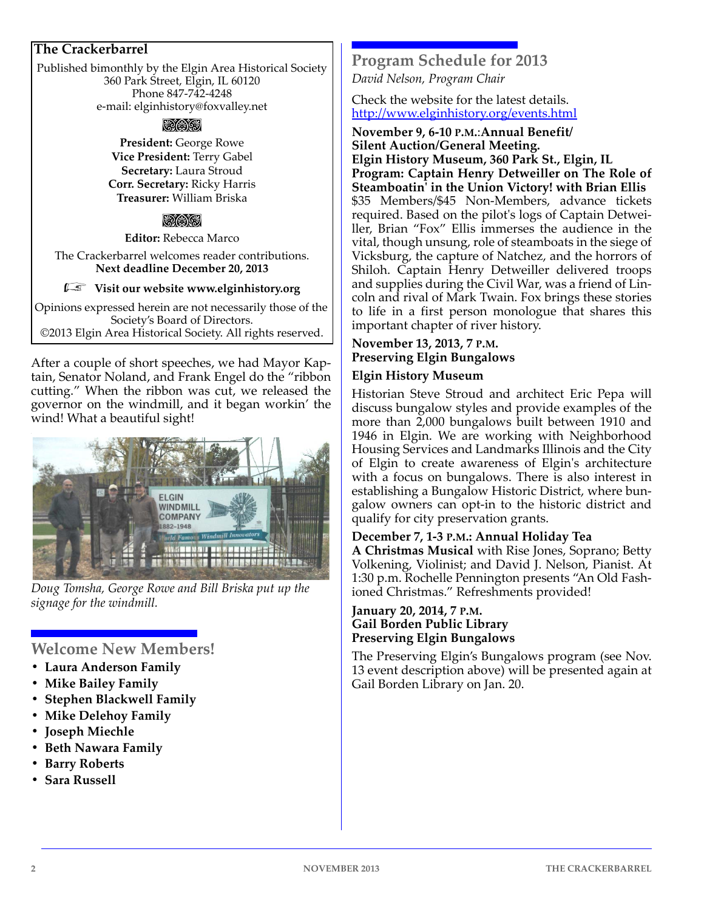## The Crackerbarrel

Published bimonthly by the Elgin Area Historical Society
360 Park Street, Elgin, IL 60120
Phone 847-742-4248
e-mail: elginhistory@foxvalley.net

**President:** George Rowe
**Vice President:** Terry Gabel
**Secretary:** Laura Stroud
**Corr. Secretary:** Ricky Harris
**Treasurer:** William Briska

**Editor:** Rebecca Marco

The Crackerbarrel welcomes reader contributions.
**Next deadline December 20, 2013**

☞ **Visit our website www.elginhistory.org**

Opinions expressed herein are not necessarily those of the Society's Board of Directors.
©2013 Elgin Area Historical Society. All rights reserved.

After a couple of short speeches, we had Mayor Kaptain, Senator Noland, and Frank Engel do the "ribbon cutting." When the ribbon was cut, we released the governor on the windmill, and it began workin' the wind! What a beautiful sight!

*Doug Tomsha, George Rowe and Bill Briska put up the signage for the windmill.*

## Welcome New Members!

- **Laura Anderson Family**
- **Mike Bailey Family**
- **Stephen Blackwell Family**
- **Mike Delehoy Family**
- **Joseph Miechle**
- **Beth Nawara Family**
- **Barry Roberts**
- **Sara Russell**

## Program Schedule for 2013

*David Nelson, Program Chair*

Check the website for the latest details.
http://www.elginhistory.org/events.html

**November 9, 6-10 P.M.:Annual Benefit/ Silent Auction/General Meeting.**
**Elgin History Museum, 360 Park St., Elgin, IL**
**Program: Captain Henry Detweiller on The Role of Steamboatin' in the Union Victory! with Brian Ellis**
$35 Members/$45 Non-Members, advance tickets required. Based on the pilot's logs of Captain Detweiller, Brian "Fox" Ellis immerses the audience in the vital, though unsung, role of steamboats in the siege of Vicksburg, the capture of Natchez, and the horrors of Shiloh. Captain Henry Detweiller delivered troops and supplies during the Civil War, was a friend of Lincoln and rival of Mark Twain. Fox brings these stories to life in a first person monologue that shares this important chapter of river history.

**November 13, 2013, 7 P.M.**
**Preserving Elgin Bungalows**

**Elgin History Museum**

Historian Steve Stroud and architect Eric Pepa will discuss bungalow styles and provide examples of the more than 2,000 bungalows built between 1910 and 1946 in Elgin. We are working with Neighborhood Housing Services and Landmarks Illinois and the City of Elgin to create awareness of Elgin's architecture with a focus on bungalows. There is also interest in establishing a Bungalow Historic District, where bungalow owners can opt-in to the historic district and qualify for city preservation grants.

**December 7, 1-3 P.M.: Annual Holiday Tea**
**A Christmas Musical** with Rise Jones, Soprano; Betty Volkening, Violinist; and David J. Nelson, Pianist. At 1:30 p.m. Rochelle Pennington presents "An Old Fashioned Christmas." Refreshments provided!

**January 20, 2014, 7 P.M.**
**Gail Borden Public Library**
**Preserving Elgin Bungalows**

The Preserving Elgin's Bungalows program (see Nov. 13 event description above) will be presented again at Gail Borden Library on Jan. 20.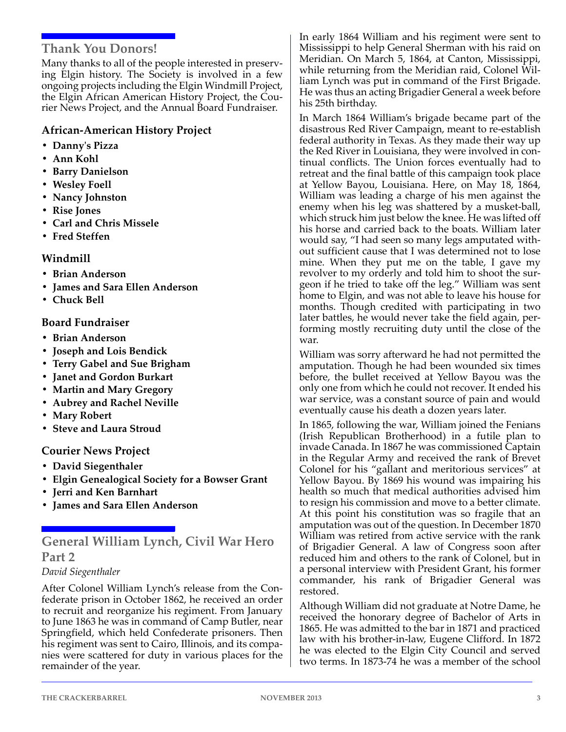## Thank You Donors!

Many thanks to all of the people interested in preserving Elgin history. The Society is involved in a few ongoing projects including the Elgin Windmill Project, the Elgin African American History Project, the Courier News Project, and the Annual Board Fundraiser.

### African-American History Project

- **Danny's Pizza**
- **Ann Kohl**
- **Barry Danielson**
- **Wesley Foell**
- **Nancy Johnston**
- **Rise Jones**
- **Carl and Chris Missele**
- **Fred Steffen**

### Windmill

- **Brian Anderson**
- **James and Sara Ellen Anderson**
- **Chuck Bell**

### Board Fundraiser

- **Brian Anderson**
- **Joseph and Lois Bendick**
- **Terry Gabel and Sue Brigham**
- **Janet and Gordon Burkart**
- **Martin and Mary Gregory**
- **Aubrey and Rachel Neville**
- **Mary Robert**
- **Steve and Laura Stroud**

### Courier News Project

- **David Siegenthaler**
- **Elgin Genealogical Society for a Bowser Grant**
- **Jerri and Ken Barnhart**
- **James and Sara Ellen Anderson**

## General William Lynch, Civil War Hero Part 2

*David Siegenthaler*

After Colonel William Lynch's release from the Confederate prison in October 1862, he received an order to recruit and reorganize his regiment. From January to June 1863 he was in command of Camp Butler, near Springfield, which held Confederate prisoners. Then his regiment was sent to Cairo, Illinois, and its companies were scattered for duty in various places for the remainder of the year.

In early 1864 William and his regiment were sent to Mississippi to help General Sherman with his raid on Meridian. On March 5, 1864, at Canton, Mississippi, while returning from the Meridian raid, Colonel William Lynch was put in command of the First Brigade. He was thus an acting Brigadier General a week before his 25th birthday.

In March 1864 William's brigade became part of the disastrous Red River Campaign, meant to re-establish federal authority in Texas. As they made their way up the Red River in Louisiana, they were involved in continual conflicts. The Union forces eventually had to retreat and the final battle of this campaign took place at Yellow Bayou, Louisiana. Here, on May 18, 1864, William was leading a charge of his men against the enemy when his leg was shattered by a musket-ball, which struck him just below the knee. He was lifted off his horse and carried back to the boats. William later would say, "I had seen so many legs amputated without sufficient cause that I was determined not to lose mine. When they put me on the table, I gave my revolver to my orderly and told him to shoot the surgeon if he tried to take off the leg." William was sent home to Elgin, and was not able to leave his house for months. Though credited with participating in two later battles, he would never take the field again, performing mostly recruiting duty until the close of the war.

William was sorry afterward he had not permitted the amputation. Though he had been wounded six times before, the bullet received at Yellow Bayou was the only one from which he could not recover. It ended his war service, was a constant source of pain and would eventually cause his death a dozen years later.

In 1865, following the war, William joined the Fenians (Irish Republican Brotherhood) in a futile plan to invade Canada. In 1867 he was commissioned Captain in the Regular Army and received the rank of Brevet Colonel for his "gallant and meritorious services" at Yellow Bayou. By 1869 his wound was impairing his health so much that medical authorities advised him to resign his commission and move to a better climate. At this point his constitution was so fragile that an amputation was out of the question. In December 1870 William was retired from active service with the rank of Brigadier General. A law of Congress soon after reduced him and others to the rank of Colonel, but in a personal interview with President Grant, his former commander, his rank of Brigadier General was restored.

Although William did not graduate at Notre Dame, he received the honorary degree of Bachelor of Arts in 1865. He was admitted to the bar in 1871 and practiced law with his brother-in-law, Eugene Clifford. In 1872 he was elected to the Elgin City Council and served two terms. In 1873-74 he was a member of the school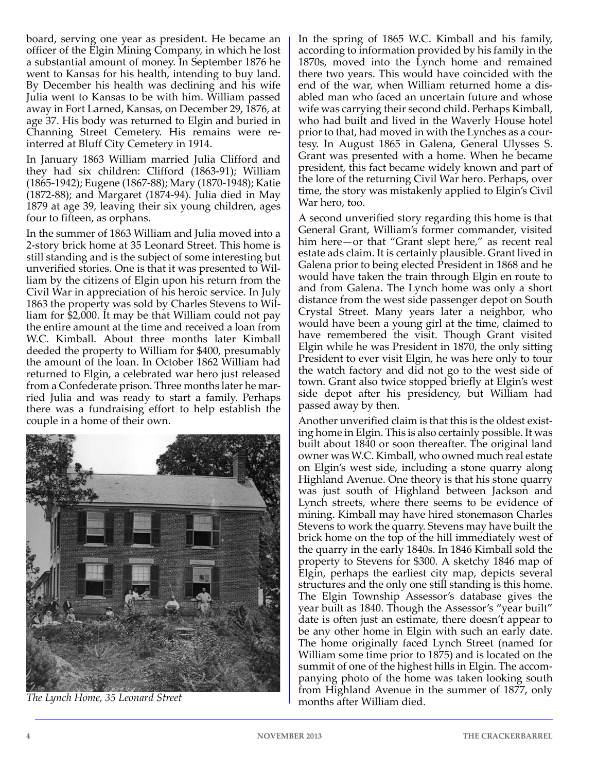board, serving one year as president. He became an officer of the Elgin Mining Company, in which he lost a substantial amount of money. In September 1876 he went to Kansas for his health, intending to buy land. By December his health was declining and his wife Julia went to Kansas to be with him. William passed away in Fort Larned, Kansas, on December 29, 1876, at age 37. His body was returned to Elgin and buried in Channing Street Cemetery. His remains were re-interred at Bluff City Cemetery in 1914.

In January 1863 William married Julia Clifford and they had six children: Clifford (1863-91); William (1865-1942); Eugene (1867-88); Mary (1870-1948); Katie (1872-88); and Margaret (1874-94). Julia died in May 1879 at age 39, leaving their six young children, ages four to fifteen, as orphans.

In the summer of 1863 William and Julia moved into a 2-story brick home at 35 Leonard Street. This home is still standing and is the subject of some interesting but unverified stories. One is that it was presented to William by the citizens of Elgin upon his return from the Civil War in appreciation of his heroic service. In July 1863 the property was sold by Charles Stevens to William for $2,000. It may be that William could not pay the entire amount at the time and received a loan from W.C. Kimball. About three months later Kimball deeded the property to William for $400, presumably the amount of the loan. In October 1862 William had returned to Elgin, a celebrated war hero just released from a Confederate prison. Three months later he married Julia and was ready to start a family. Perhaps there was a fundraising effort to help establish the couple in a home of their own.

*The Lynch Home, 35 Leonard Street*

In the spring of 1865 W.C. Kimball and his family, according to information provided by his family in the 1870s, moved into the Lynch home and remained there two years. This would have coincided with the end of the war, when William returned home a disabled man who faced an uncertain future and whose wife was carrying their second child. Perhaps Kimball, who had built and lived in the Waverly House hotel prior to that, had moved in with the Lynches as a courtesy. In August 1865 in Galena, General Ulysses S. Grant was presented with a home. When he became president, this fact became widely known and part of the lore of the returning Civil War hero. Perhaps, over time, the story was mistakenly applied to Elgin's Civil War hero, too.

A second unverified story regarding this home is that General Grant, William's former commander, visited him here—or that "Grant slept here," as recent real estate ads claim. It is certainly plausible. Grant lived in Galena prior to being elected President in 1868 and he would have taken the train through Elgin en route to and from Galena. The Lynch home was only a short distance from the west side passenger depot on South Crystal Street. Many years later a neighbor, who would have been a young girl at the time, claimed to have remembered the visit. Though Grant visited Elgin while he was President in 1870, the only sitting President to ever visit Elgin, he was here only to tour the watch factory and did not go to the west side of town. Grant also twice stopped briefly at Elgin's west side depot after his presidency, but William had passed away by then.

Another unverified claim is that this is the oldest existing home in Elgin. This is also certainly possible. It was built about 1840 or soon thereafter. The original land owner was W.C. Kimball, who owned much real estate on Elgin's west side, including a stone quarry along Highland Avenue. One theory is that his stone quarry was just south of Highland between Jackson and Lynch streets, where there seems to be evidence of mining. Kimball may have hired stonemason Charles Stevens to work the quarry. Stevens may have built the brick home on the top of the hill immediately west of the quarry in the early 1840s. In 1846 Kimball sold the property to Stevens for $300. A sketchy 1846 map of Elgin, perhaps the earliest city map, depicts several structures and the only one still standing is this home. The Elgin Township Assessor's database gives the year built as 1840. Though the Assessor's "year built" date is often just an estimate, there doesn't appear to be any other home in Elgin with such an early date. The home originally faced Lynch Street (named for William some time prior to 1875) and is located on the summit of one of the highest hills in Elgin. The accompanying photo of the home was taken looking south from Highland Avenue in the summer of 1877, only months after William died.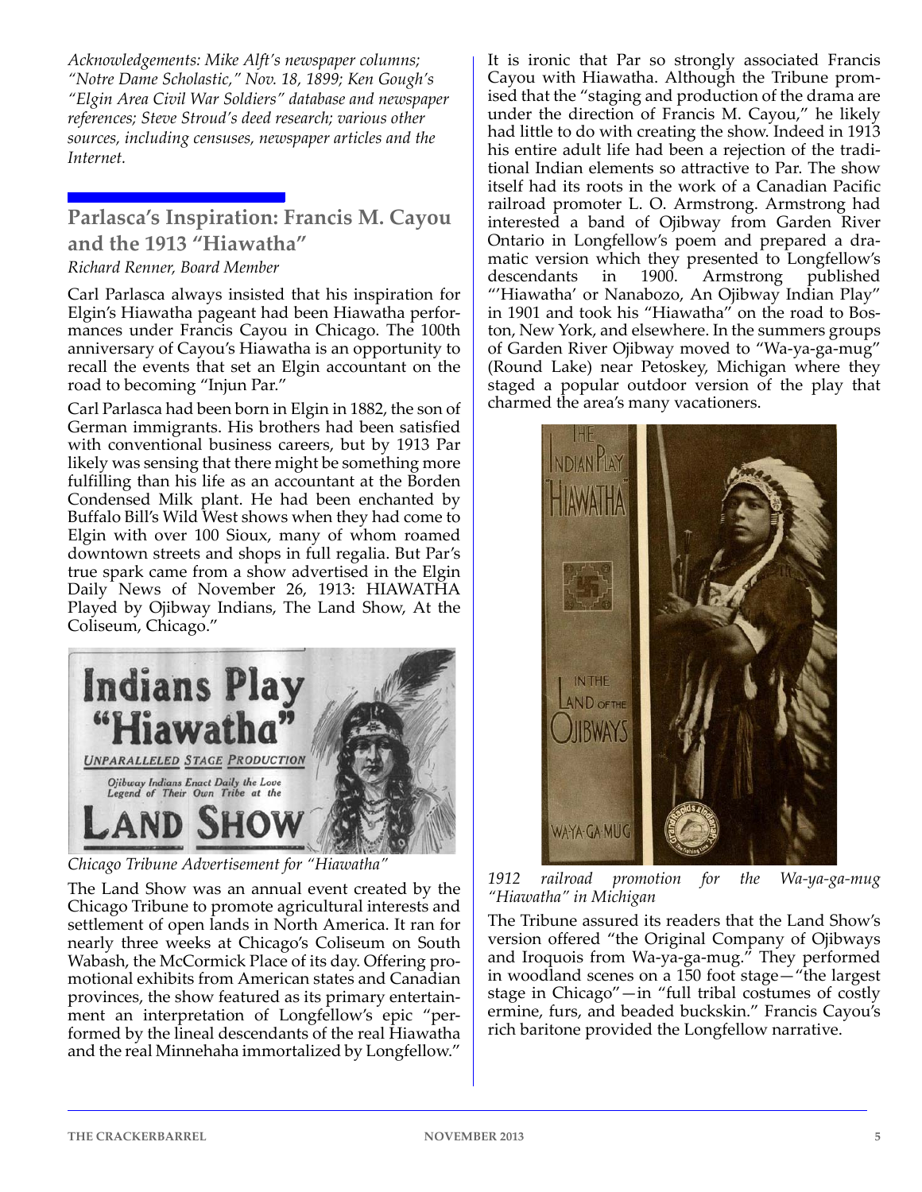*Acknowledgements: Mike Alft's newspaper columns; "Notre Dame Scholastic," Nov. 18, 1899; Ken Gough's "Elgin Area Civil War Soldiers" database and newspaper references; Steve Stroud's deed research; various other sources, including censuses, newspaper articles and the Internet.*

## Parlasca's Inspiration: Francis M. Cayou and the 1913 "Hiawatha"

*Richard Renner, Board Member*

Carl Parlasca always insisted that his inspiration for Elgin's Hiawatha pageant had been Hiawatha performances under Francis Cayou in Chicago. The 100th anniversary of Cayou's Hiawatha is an opportunity to recall the events that set an Elgin accountant on the road to becoming "Injun Par."

Carl Parlasca had been born in Elgin in 1882, the son of German immigrants. His brothers had been satisfied with conventional business careers, but by 1913 Par likely was sensing that there might be something more fulfilling than his life as an accountant at the Borden Condensed Milk plant. He had been enchanted by Buffalo Bill's Wild West shows when they had come to Elgin with over 100 Sioux, many of whom roamed downtown streets and shops in full regalia. But Par's true spark came from a show advertised in the Elgin Daily News of November 26, 1913: HIAWATHA Played by Ojibway Indians, The Land Show, At the Coliseum, Chicago."

*Chicago Tribune Advertisement for "Hiawatha"*

The Land Show was an annual event created by the Chicago Tribune to promote agricultural interests and settlement of open lands in North America. It ran for nearly three weeks at Chicago's Coliseum on South Wabash, the McCormick Place of its day. Offering promotional exhibits from American states and Canadian provinces, the show featured as its primary entertainment an interpretation of Longfellow's epic "performed by the lineal descendants of the real Hiawatha and the real Minnehaha immortalized by Longfellow."

It is ironic that Par so strongly associated Francis Cayou with Hiawatha. Although the Tribune promised that the "staging and production of the drama are under the direction of Francis M. Cayou," he likely had little to do with creating the show. Indeed in 1913 his entire adult life had been a rejection of the traditional Indian elements so attractive to Par. The show itself had its roots in the work of a Canadian Pacific railroad promoter L. O. Armstrong. Armstrong had interested a band of Ojibway from Garden River Ontario in Longfellow's poem and prepared a dramatic version which they presented to Longfellow's descendants in 1900. Armstrong published "'Hiawatha' or Nanabozo, An Ojibway Indian Play" in 1901 and took his "Hiawatha" on the road to Boston, New York, and elsewhere. In the summers groups of Garden River Ojibway moved to "Wa-ya-ga-mug" (Round Lake) near Petoskey, Michigan where they staged a popular outdoor version of the play that charmed the area's many vacationers.

*1912 railroad promotion for the Wa-ya-ga-mug "Hiawatha" in Michigan*

The Tribune assured its readers that the Land Show's version offered "the Original Company of Ojibways and Iroquois from Wa-ya-ga-mug." They performed in woodland scenes on a 150 foot stage—"the largest stage in Chicago"—in "full tribal costumes of costly ermine, furs, and beaded buckskin." Francis Cayou's rich baritone provided the Longfellow narrative.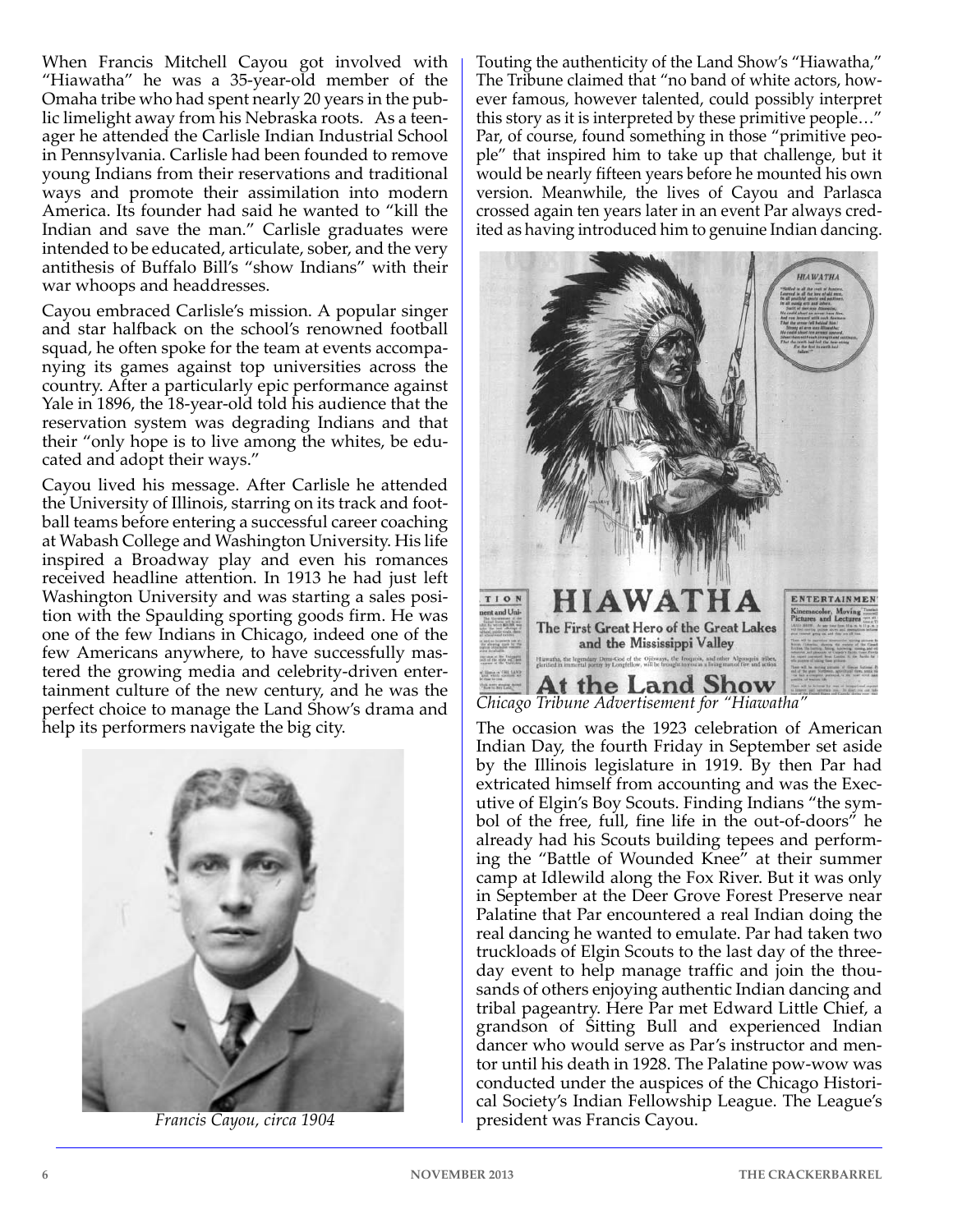When Francis Mitchell Cayou got involved with "Hiawatha" he was a 35-year-old member of the Omaha tribe who had spent nearly 20 years in the public limelight away from his Nebraska roots. As a teenager he attended the Carlisle Indian Industrial School in Pennsylvania. Carlisle had been founded to remove young Indians from their reservations and traditional ways and promote their assimilation into modern America. Its founder had said he wanted to "kill the Indian and save the man." Carlisle graduates were intended to be educated, articulate, sober, and the very antithesis of Buffalo Bill's "show Indians" with their war whoops and headdresses.

Cayou embraced Carlisle's mission. A popular singer and star halfback on the school's renowned football squad, he often spoke for the team at events accompanying its games against top universities across the country. After a particularly epic performance against Yale in 1896, the 18-year-old told his audience that the reservation system was degrading Indians and that their "only hope is to live among the whites, be educated and adopt their ways."

Cayou lived his message. After Carlisle he attended the University of Illinois, starring on its track and football teams before entering a successful career coaching at Wabash College and Washington University. His life inspired a Broadway play and even his romances received headline attention. In 1913 he had just left Washington University and was starting a sales position with the Spaulding sporting goods firm. He was one of the few Indians in Chicago, indeed one of the few Americans anywhere, to have successfully mastered the growing media and celebrity-driven entertainment culture of the new century, and he was the perfect choice to manage the Land Show's drama and help its performers navigate the big city.

*Francis Cayou, circa 1904*

Touting the authenticity of the Land Show's "Hiawatha," The Tribune claimed that "no band of white actors, however famous, however talented, could possibly interpret this story as it is interpreted by these primitive people…" Par, of course, found something in those "primitive people" that inspired him to take up that challenge, but it would be nearly fifteen years before he mounted his own version. Meanwhile, the lives of Cayou and Parlasca crossed again ten years later in an event Par always credited as having introduced him to genuine Indian dancing.

*Chicago Tribune Advertisement for "Hiawatha"*

The occasion was the 1923 celebration of American Indian Day, the fourth Friday in September set aside by the Illinois legislature in 1919. By then Par had extricated himself from accounting and was the Executive of Elgin's Boy Scouts. Finding Indians "the symbol of the free, full, fine life in the out-of-doors" he already had his Scouts building tepees and performing the "Battle of Wounded Knee" at their summer camp at Idlewild along the Fox River. But it was only in September at the Deer Grove Forest Preserve near Palatine that Par encountered a real Indian doing the real dancing he wanted to emulate. Par had taken two truckloads of Elgin Scouts to the last day of the three-day event to help manage traffic and join the thousands of others enjoying authentic Indian dancing and tribal pageantry. Here Par met Edward Little Chief, a grandson of Sitting Bull and experienced Indian dancer who would serve as Par's instructor and mentor until his death in 1928. The Palatine pow-wow was conducted under the auspices of the Chicago Historical Society's Indian Fellowship League. The League's president was Francis Cayou.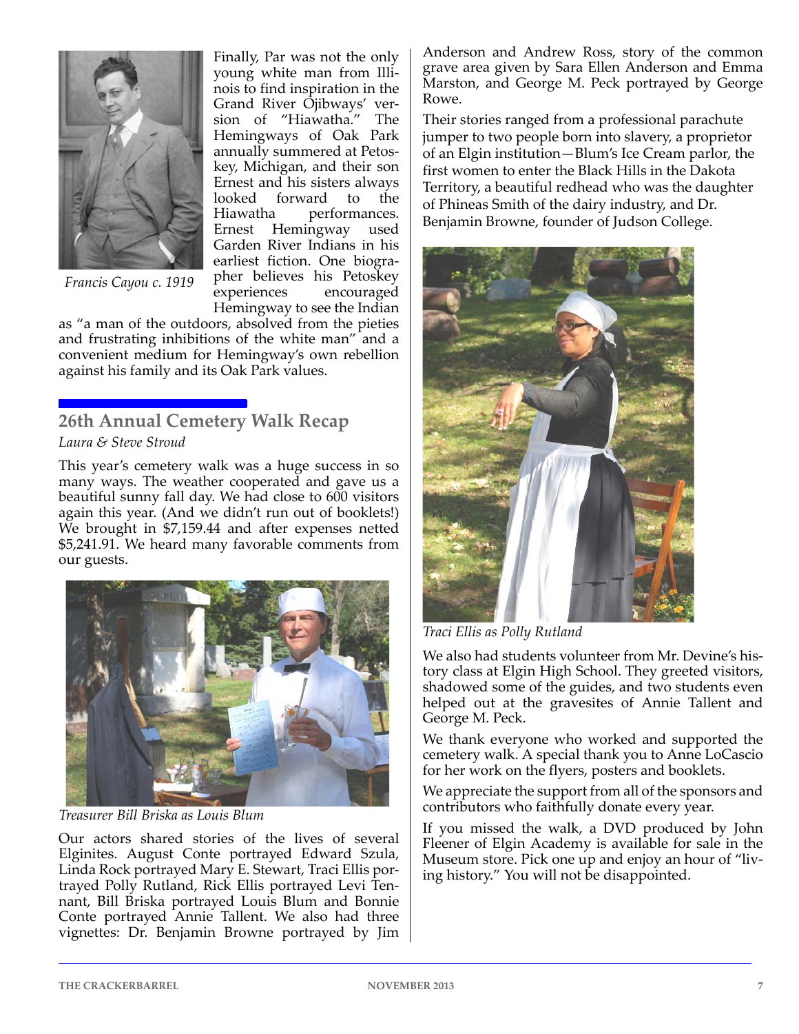Finally, Par was not the only young white man from Illinois to find inspiration in the Grand River Ojibways' version of "Hiawatha." The Hemingways of Oak Park annually summered at Petoskey, Michigan, and their son Ernest and his sisters always looked forward to the Hiawatha performances. Ernest Hemingway used Garden River Indians in his earliest fiction. One biographer believes his Petoskey experiences encouraged Hemingway to see the Indian as "a man of the outdoors, absolved from the pieties and frustrating inhibitions of the white man" and a convenient medium for Hemingway's own rebellion against his family and its Oak Park values.

*Francis Cayou c. 1919*

## 26th Annual Cemetery Walk Recap

*Laura & Steve Stroud*

This year's cemetery walk was a huge success in so many ways. The weather cooperated and gave us a beautiful sunny fall day. We had close to 600 visitors again this year. (And we didn't run out of booklets!) We brought in $7,159.44 and after expenses netted $5,241.91. We heard many favorable comments from our guests.

*Treasurer Bill Briska as Louis Blum*

Our actors shared stories of the lives of several Elginites. August Conte portrayed Edward Szula, Linda Rock portrayed Mary E. Stewart, Traci Ellis portrayed Polly Rutland, Rick Ellis portrayed Levi Tennant, Bill Briska portrayed Louis Blum and Bonnie Conte portrayed Annie Tallent. We also had three vignettes: Dr. Benjamin Browne portrayed by Jim Anderson and Andrew Ross, story of the common grave area given by Sara Ellen Anderson and Emma Marston, and George M. Peck portrayed by George Rowe.

Their stories ranged from a professional parachute jumper to two people born into slavery, a proprietor of an Elgin institution—Blum's Ice Cream parlor, the first women to enter the Black Hills in the Dakota Territory, a beautiful redhead who was the daughter of Phineas Smith of the dairy industry, and Dr. Benjamin Browne, founder of Judson College.

*Traci Ellis as Polly Rutland*

We also had students volunteer from Mr. Devine's history class at Elgin High School. They greeted visitors, shadowed some of the guides, and two students even helped out at the gravesites of Annie Tallent and George M. Peck.

We thank everyone who worked and supported the cemetery walk. A special thank you to Anne LoCascio for her work on the flyers, posters and booklets.

We appreciate the support from all of the sponsors and contributors who faithfully donate every year.

If you missed the walk, a DVD produced by John Fleener of Elgin Academy is available for sale in the Museum store. Pick one up and enjoy an hour of "living history." You will not be disappointed.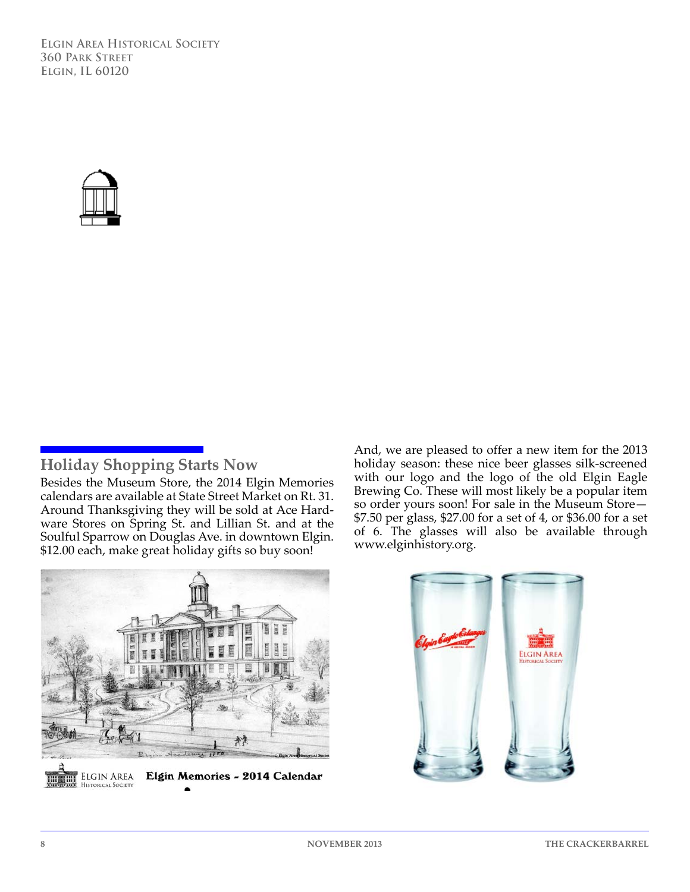Elgin Area Historical Society
360 Park Street
Elgin, IL 60120

## Holiday Shopping Starts Now

Besides the Museum Store, the 2014 Elgin Memories calendars are available at State Street Market on Rt. 31. Around Thanksgiving they will be sold at Ace Hardware Stores on Spring St. and Lillian St. and at the Soulful Sparrow on Douglas Ave. in downtown Elgin. $12.00 each, make great holiday gifts so buy soon!

Elgin Area Historical Society   Elgin Memories - 2014 Calendar

And, we are pleased to offer a new item for the 2013 holiday season: these nice beer glasses silk-screened with our logo and the logo of the old Elgin Eagle Brewing Co. These will most likely be a popular item so order yours soon! For sale in the Museum Store—$7.50 per glass, $27.00 for a set of 4, or $36.00 for a set of 6. The glasses will also be available through www.elginhistory.org.